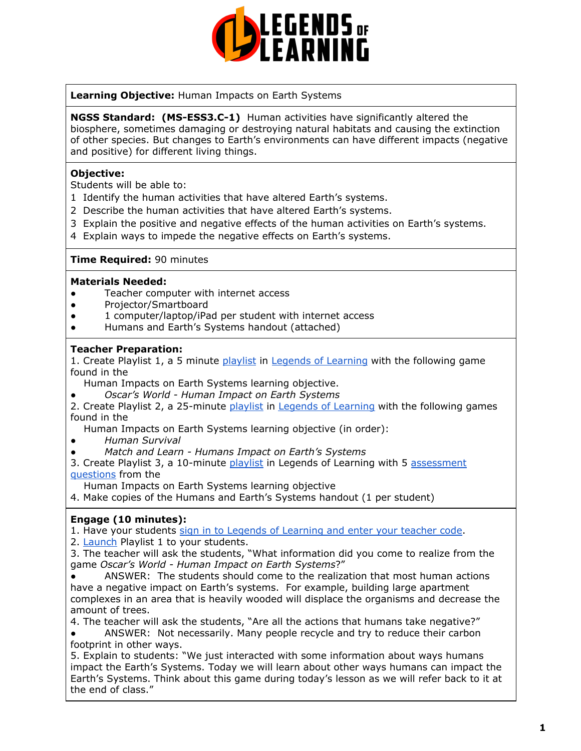**Learning Objective:** Human Impacts on Earth Systems

**NGSS Standard: (MS-ESS3.C-1)** Human activities have significantly altered the biosphere, sometimes damaging or destroying natural habitats and causing the extinction of other species. But changes to Earth's environments can have different impacts (negative and positive) for different living things.

**Objective:**
Students will be able to:
1 Identify the human activities that have altered Earth's systems.
2 Describe the human activities that have altered Earth's systems.
3 Explain the positive and negative effects of the human activities on Earth's systems.
4 Explain ways to impede the negative effects on Earth's systems.

**Time Required:** 90 minutes

**Materials Needed:**
- Teacher computer with internet access
- Projector/Smartboard
- 1 computer/laptop/iPad per student with internet access
- Humans and Earth's Systems handout (attached)

**Teacher Preparation:**
1. Create Playlist 1, a 5 minute playlist in Legends of Learning with the following game found in the Human Impacts on Earth Systems learning objective.
   - *Oscar's World - Human Impact on Earth Systems*
2. Create Playlist 2, a 25-minute playlist in Legends of Learning with the following games found in the Human Impacts on Earth Systems learning objective (in order):
   - *Human Survival*
   - *Match and Learn - Humans Impact on Earth's Systems*
3. Create Playlist 3, a 10-minute playlist in Legends of Learning with 5 assessment questions from the Human Impacts on Earth Systems learning objective
4. Make copies of the Humans and Earth's Systems handout (1 per student)

**Engage (10 minutes):**
1. Have your students sign in to Legends of Learning and enter your teacher code.
2. Launch Playlist 1 to your students.
3. The teacher will ask the students, "What information did you come to realize from the game *Oscar's World - Human Impact on Earth Systems*?"
   - ANSWER: The students should come to the realization that most human actions have a negative impact on Earth's systems. For example, building large apartment complexes in an area that is heavily wooded will displace the organisms and decrease the amount of trees.
4. The teacher will ask the students, "Are all the actions that humans take negative?"
   - ANSWER: Not necessarily. Many people recycle and try to reduce their carbon footprint in other ways.
5. Explain to students: "We just interacted with some information about ways humans impact the Earth's Systems. Today we will learn about other ways humans can impact the Earth's Systems. Think about this game during today's lesson as we will refer back to it at the end of class."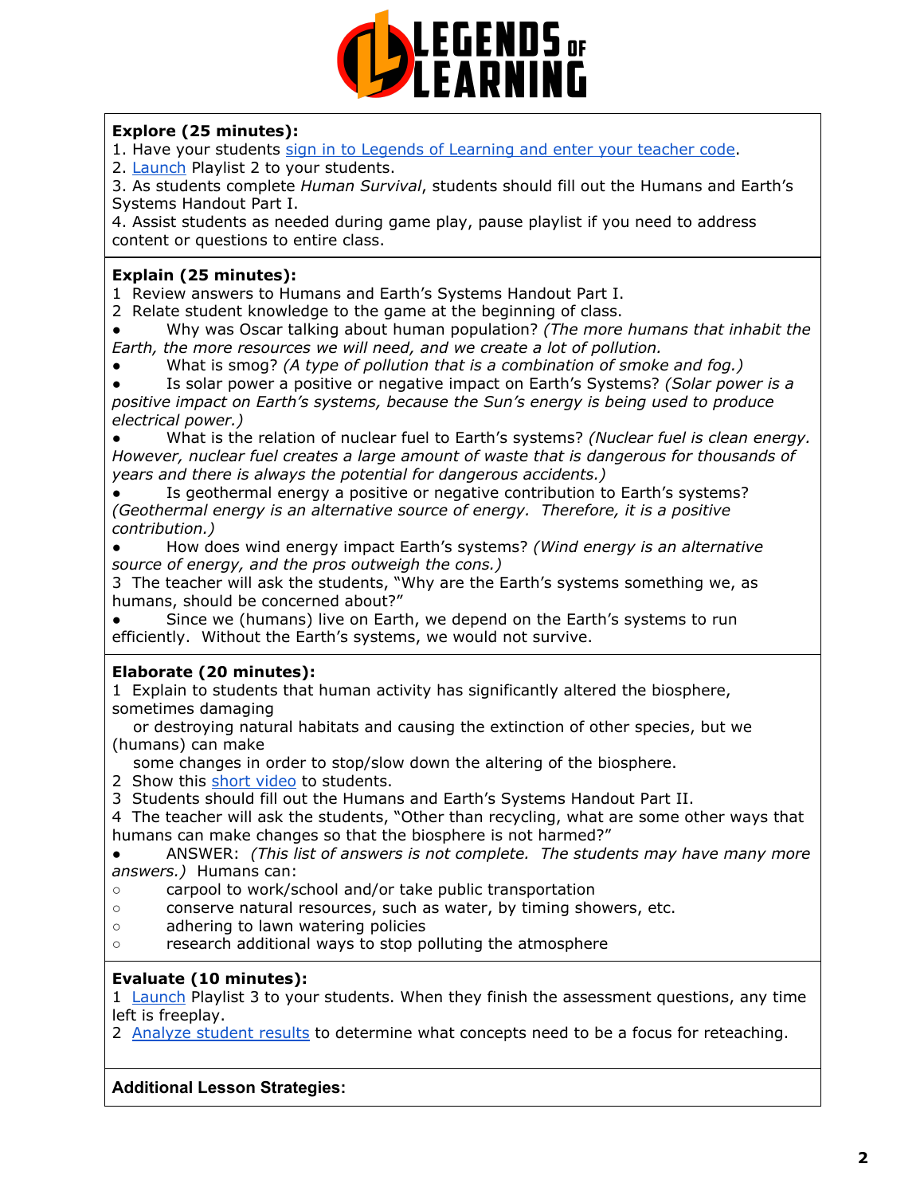**Explore (25 minutes):**

1. Have your students sign in to Legends of Learning and enter your teacher code.
2. Launch Playlist 2 to your students.
3. As students complete *Human Survival*, students should fill out the Humans and Earth's Systems Handout Part I.
4. Assist students as needed during game play, pause playlist if you need to address content or questions to entire class.

**Explain (25 minutes):**

1 Review answers to Humans and Earth's Systems Handout Part I.
2 Relate student knowledge to the game at the beginning of class.

- Why was Oscar talking about human population? *(The more humans that inhabit the Earth, the more resources we will need, and we create a lot of pollution.*
- What is smog? *(A type of pollution that is a combination of smoke and fog.)*
- Is solar power a positive or negative impact on Earth's Systems? *(Solar power is a positive impact on Earth's systems, because the Sun's energy is being used to produce electrical power.)*
- What is the relation of nuclear fuel to Earth's systems? *(Nuclear fuel is clean energy. However, nuclear fuel creates a large amount of waste that is dangerous for thousands of years and there is always the potential for dangerous accidents.)*
- Is geothermal energy a positive or negative contribution to Earth's systems? *(Geothermal energy is an alternative source of energy. Therefore, it is a positive contribution.)*
- How does wind energy impact Earth's systems? *(Wind energy is an alternative source of energy, and the pros outweigh the cons.)*

3 The teacher will ask the students, "Why are the Earth's systems something we, as humans, should be concerned about?"

- Since we (humans) live on Earth, we depend on the Earth's systems to run efficiently. Without the Earth's systems, we would not survive.

**Elaborate (20 minutes):**

1 Explain to students that human activity has significantly altered the biosphere, sometimes damaging or destroying natural habitats and causing the extinction of other species, but we (humans) can make some changes in order to stop/slow down the altering of the biosphere.
2 Show this short video to students.
3 Students should fill out the Humans and Earth's Systems Handout Part II.
4 The teacher will ask the students, "Other than recycling, what are some other ways that humans can make changes so that the biosphere is not harmed?"

- ANSWER: *(This list of answers is not complete. The students may have many more answers.)* Humans can:
  - carpool to work/school and/or take public transportation
  - conserve natural resources, such as water, by timing showers, etc.
  - adhering to lawn watering policies
  - research additional ways to stop polluting the atmosphere

**Evaluate (10 minutes):**

1 Launch Playlist 3 to your students. When they finish the assessment questions, any time left is freeplay.
2 Analyze student results to determine what concepts need to be a focus for reteaching.

**Additional Lesson Strategies:**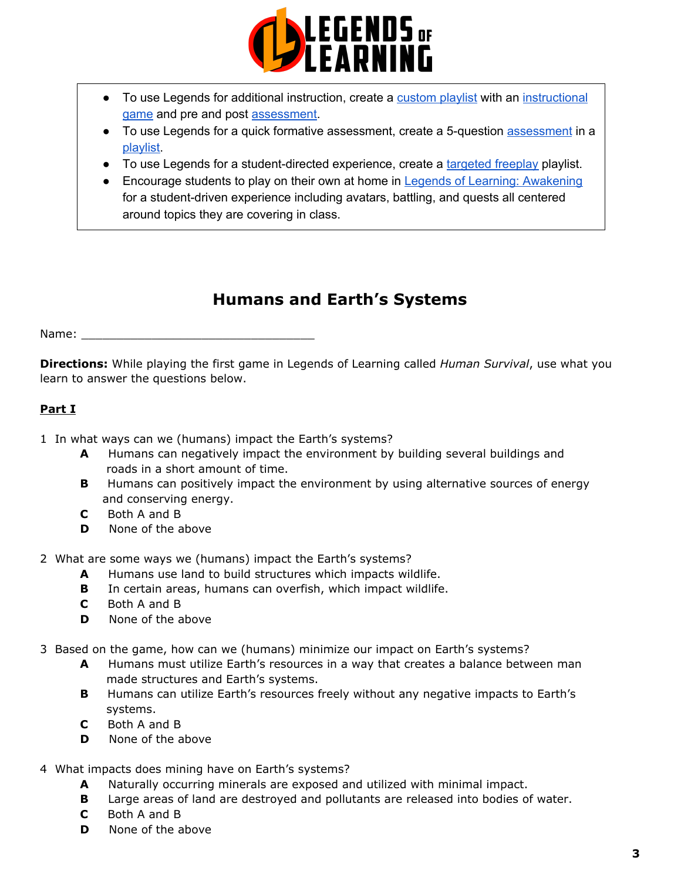- To use Legends for additional instruction, create a [custom playlist]() with an [instructional game]() and pre and post [assessment]().
- To use Legends for a quick formative assessment, create a 5-question [assessment]() in a [playlist]().
- To use Legends for a student-directed experience, create a [targeted freeplay]() playlist.
- Encourage students to play on their own at home in [Legends of Learning: Awakening]() for a student-driven experience including avatars, battling, and quests all centered around topics they are covering in class.

## Humans and Earth's Systems

Name: ___________________________________

**Directions:** While playing the first game in Legends of Learning called *Human Survival*, use what you learn to answer the questions below.

**<u>Part I</u>**

1 In what ways can we (humans) impact the Earth's systems?

- **A** Humans can negatively impact the environment by building several buildings and roads in a short amount of time.
- **B** Humans can positively impact the environment by using alternative sources of energy and conserving energy.
- **C** Both A and B
- **D** None of the above

2 What are some ways we (humans) impact the Earth's systems?

- **A** Humans use land to build structures which impacts wildlife.
- **B** In certain areas, humans can overfish, which impact wildlife.
- **C** Both A and B
- **D** None of the above

3 Based on the game, how can we (humans) minimize our impact on Earth's systems?

- **A** Humans must utilize Earth's resources in a way that creates a balance between man made structures and Earth's systems.
- **B** Humans can utilize Earth's resources freely without any negative impacts to Earth's systems.
- **C** Both A and B
- **D** None of the above

4 What impacts does mining have on Earth's systems?

- **A** Naturally occurring minerals are exposed and utilized with minimal impact.
- **B** Large areas of land are destroyed and pollutants are released into bodies of water.
- **C** Both A and B
- **D** None of the above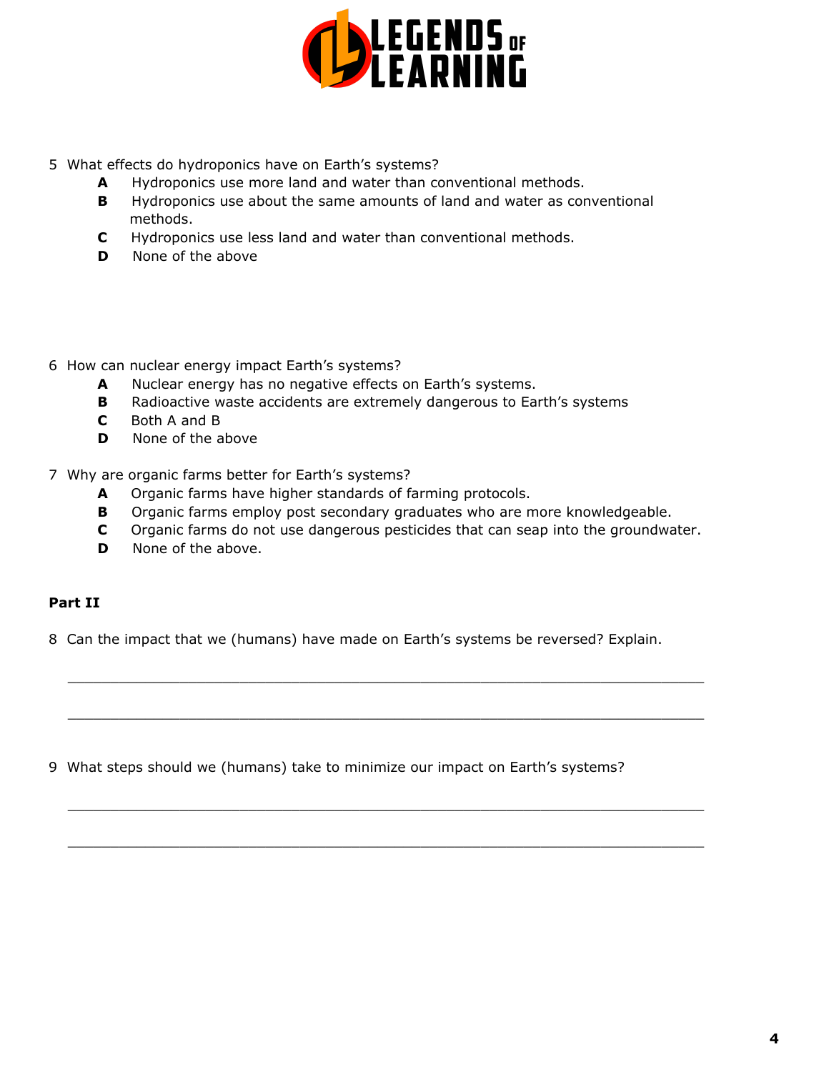5 What effects do hydroponics have on Earth's systems?

- **A** Hydroponics use more land and water than conventional methods.
- **B** Hydroponics use about the same amounts of land and water as conventional methods.
- **C** Hydroponics use less land and water than conventional methods.
- **D** None of the above

6 How can nuclear energy impact Earth's systems?

- **A** Nuclear energy has no negative effects on Earth's systems.
- **B** Radioactive waste accidents are extremely dangerous to Earth's systems
- **C** Both A and B
- **D** None of the above

7 Why are organic farms better for Earth's systems?

- **A** Organic farms have higher standards of farming protocols.
- **B** Organic farms employ post secondary graduates who are more knowledgeable.
- **C** Organic farms do not use dangerous pesticides that can seap into the groundwater.
- **D** None of the above.

**Part II**

8 Can the impact that we (humans) have made on Earth's systems be reversed? Explain.

___________________________________________________________________________

___________________________________________________________________________

9 What steps should we (humans) take to minimize our impact on Earth's systems?

___________________________________________________________________________

___________________________________________________________________________